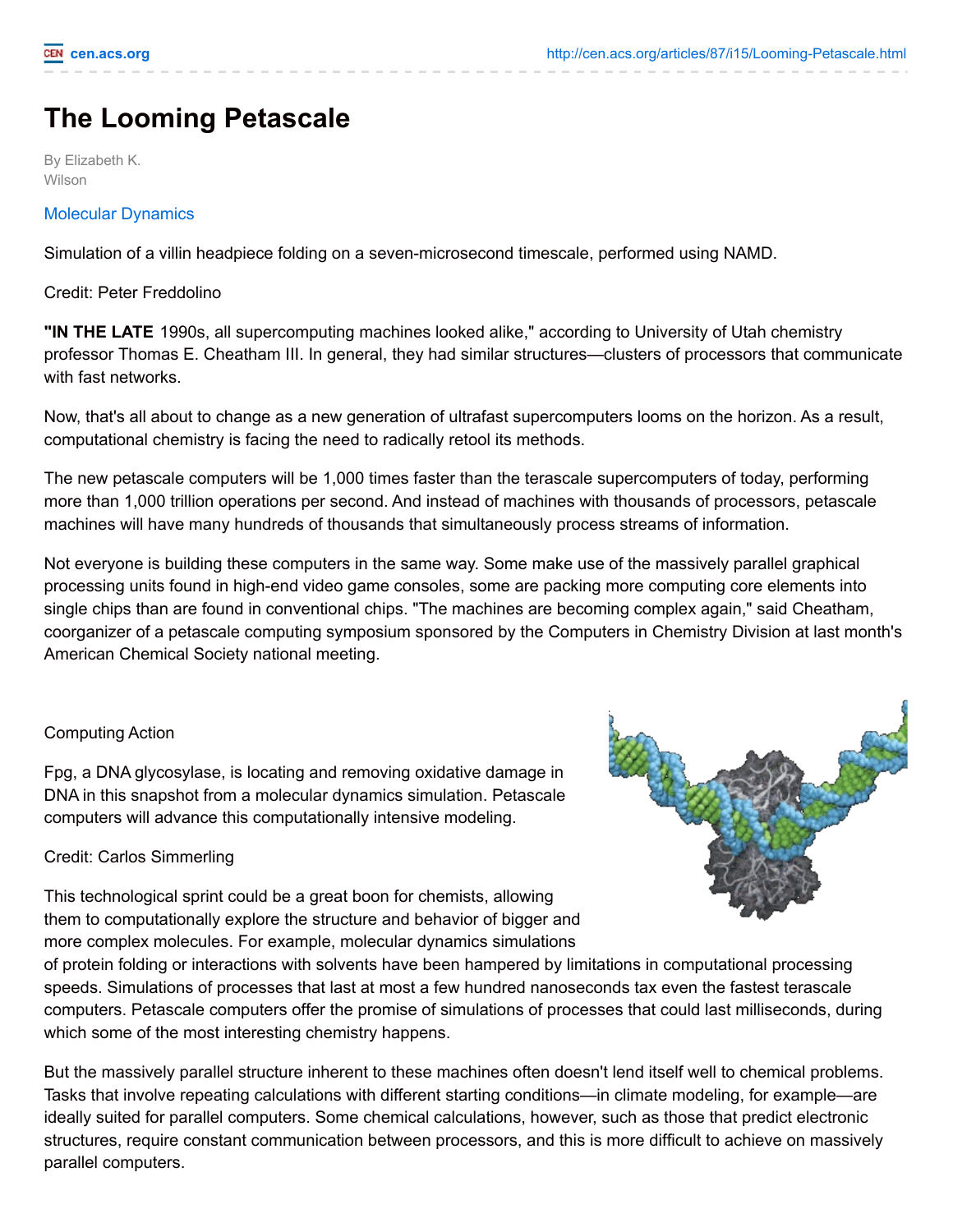# The Looming Petascale

By Elizabeth K. Wilson

Molecular Dynamics

Simulation of a villin headpiece folding on a seven-microsecond timescale, performed using NAMD.

Credit: Peter Freddolino

**"IN THE LATE** 1990s, all supercomputing machines looked alike," according to University of Utah chemistry professor Thomas E. Cheatham III. In general, they had similar structures—clusters of processors that communicate with fast networks.

Now, that's all about to change as a new generation of ultrafast supercomputers looms on the horizon. As a result, computational chemistry is facing the need to radically retool its methods.

The new petascale computers will be 1,000 times faster than the terascale supercomputers of today, performing more than 1,000 trillion operations per second. And instead of machines with thousands of processors, petascale machines will have many hundreds of thousands that simultaneously process streams of information.

Not everyone is building these computers in the same way. Some make use of the massively parallel graphical processing units found in high-end video game consoles, some are packing more computing core elements into single chips than are found in conventional chips. "The machines are becoming complex again," said Cheatham, coorganizer of a petascale computing symposium sponsored by the Computers in Chemistry Division at last month's American Chemical Society national meeting.

Computing Action

Fpg, a DNA glycosylase, is locating and removing oxidative damage in DNA in this snapshot from a molecular dynamics simulation. Petascale computers will advance this computationally intensive modeling.

Credit: Carlos Simmerling

This technological sprint could be a great boon for chemists, allowing them to computationally explore the structure and behavior of bigger and more complex molecules. For example, molecular dynamics simulations of protein folding or interactions with solvents have been hampered by limitations in computational processing speeds. Simulations of processes that last at most a few hundred nanoseconds tax even the fastest terascale computers. Petascale computers offer the promise of simulations of processes that could last milliseconds, during which some of the most interesting chemistry happens.

But the massively parallel structure inherent to these machines often doesn't lend itself well to chemical problems. Tasks that involve repeating calculations with different starting conditions—in climate modeling, for example—are ideally suited for parallel computers. Some chemical calculations, however, such as those that predict electronic structures, require constant communication between processors, and this is more difficult to achieve on massively parallel computers.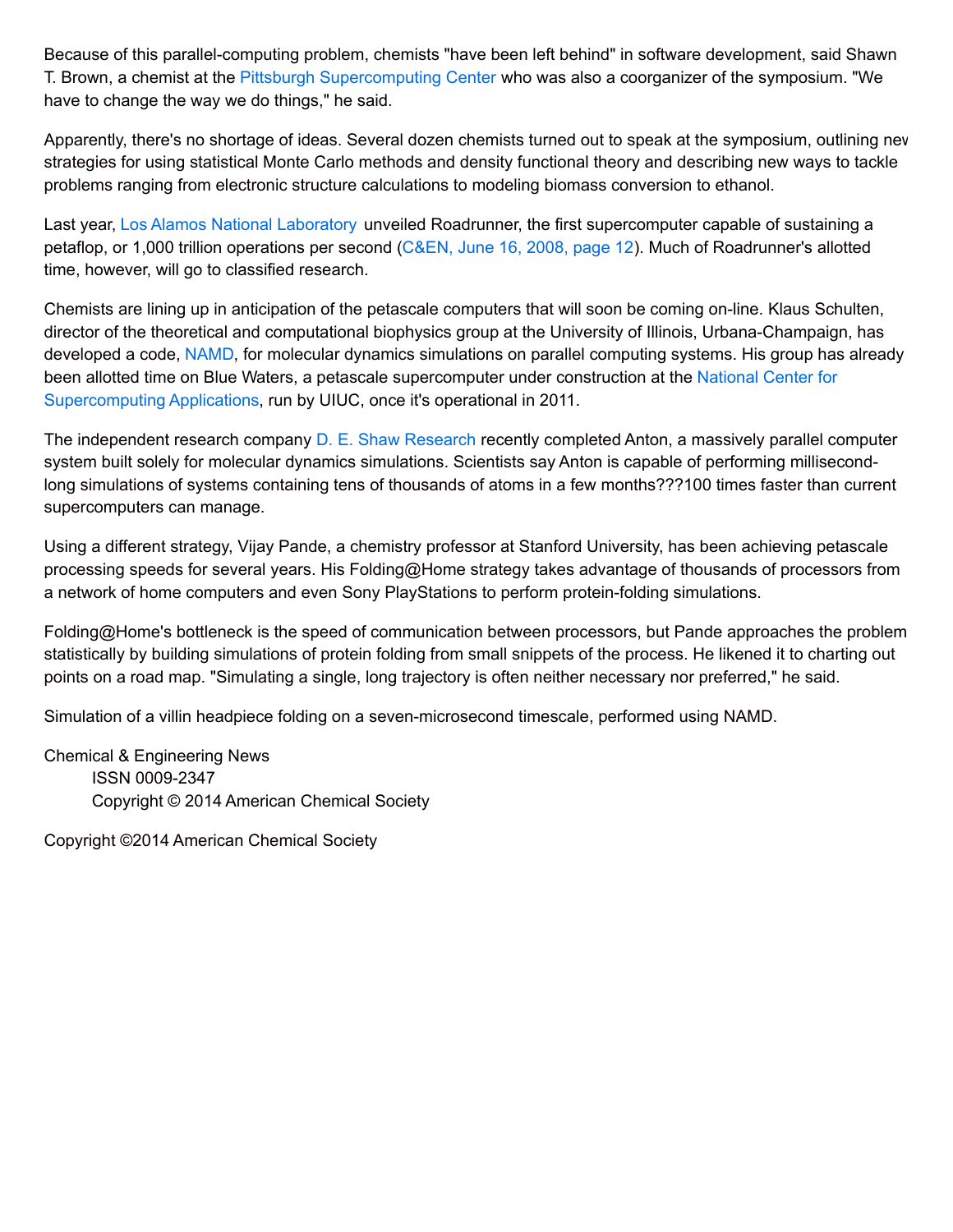Because of this parallel-computing problem, chemists "have been left behind" in software development, said Shawn T. Brown, a chemist at the Pittsburgh Supercomputing Center who was also a coorganizer of the symposium. "We have to change the way we do things," he said.

Apparently, there's no shortage of ideas. Several dozen chemists turned out to speak at the symposium, outlining new strategies for using statistical Monte Carlo methods and density functional theory and describing new ways to tackle problems ranging from electronic structure calculations to modeling biomass conversion to ethanol.

Last year, Los Alamos National Laboratory unveiled Roadrunner, the first supercomputer capable of sustaining a petaflop, or 1,000 trillion operations per second (C&EN, June 16, 2008, page 12). Much of Roadrunner's allotted time, however, will go to classified research.

Chemists are lining up in anticipation of the petascale computers that will soon be coming on-line. Klaus Schulten, director of the theoretical and computational biophysics group at the University of Illinois, Urbana-Champaign, has developed a code, NAMD, for molecular dynamics simulations on parallel computing systems. His group has already been allotted time on Blue Waters, a petascale supercomputer under construction at the National Center for Supercomputing Applications, run by UIUC, once it's operational in 2011.

The independent research company D. E. Shaw Research recently completed Anton, a massively parallel computer system built solely for molecular dynamics simulations. Scientists say Anton is capable of performing millisecond-long simulations of systems containing tens of thousands of atoms in a few months???100 times faster than current supercomputers can manage.

Using a different strategy, Vijay Pande, a chemistry professor at Stanford University, has been achieving petascale processing speeds for several years. His Folding@Home strategy takes advantage of thousands of processors from a network of home computers and even Sony PlayStations to perform protein-folding simulations.

Folding@Home's bottleneck is the speed of communication between processors, but Pande approaches the problem statistically by building simulations of protein folding from small snippets of the process. He likened it to charting out points on a road map. "Simulating a single, long trajectory is often neither necessary nor preferred," he said.

Simulation of a villin headpiece folding on a seven-microsecond timescale, performed using NAMD.

Chemical & Engineering News
ISSN 0009-2347
Copyright © 2014 American Chemical Society

Copyright ©2014 American Chemical Society